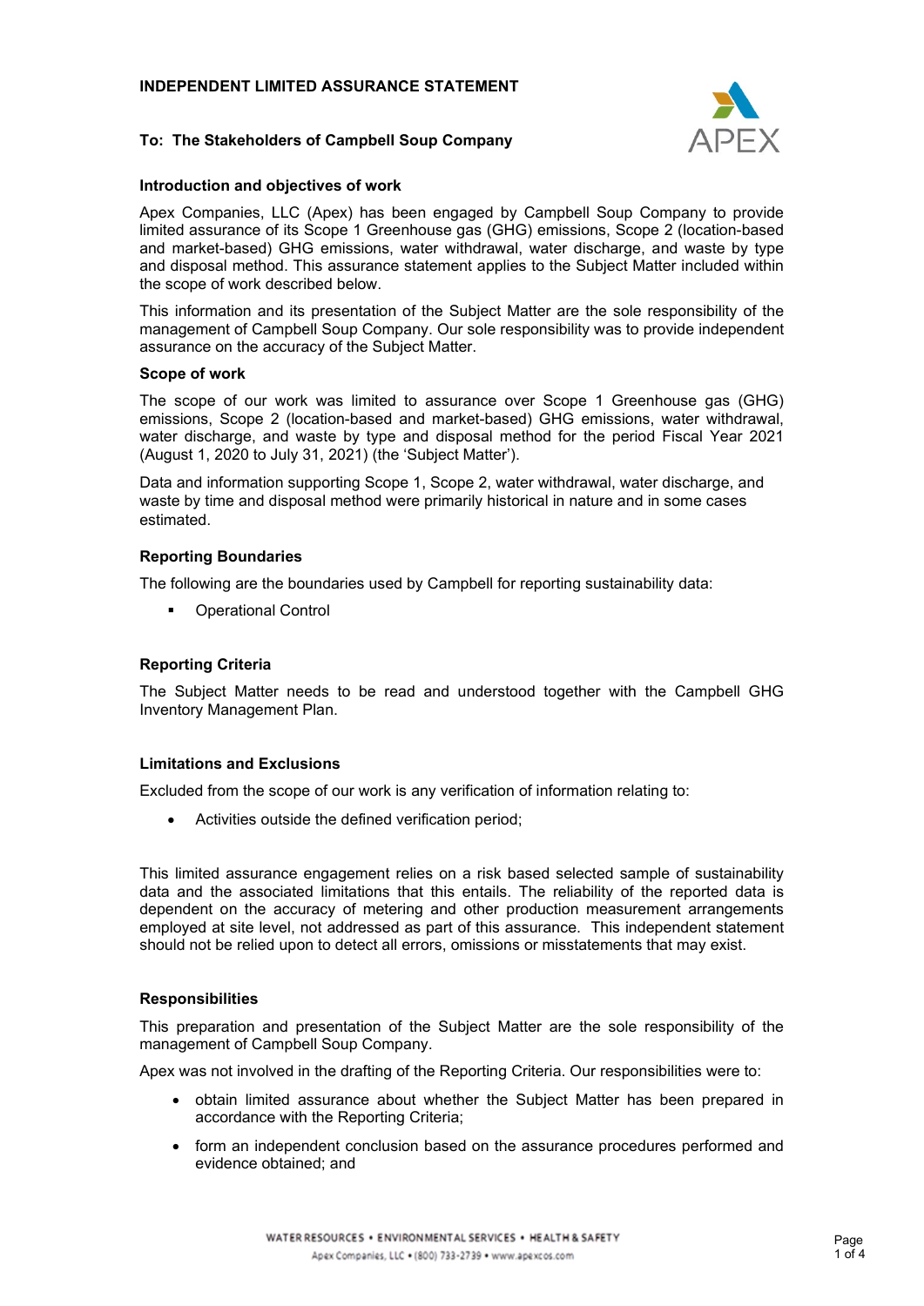# INDEPENDENT LIMITED ASSURANCE STATEMENT

**To: The Stakeholders of Campbell Soup Company**

### Introduction and objectives of work

Apex Companies, LLC (Apex) has been engaged by Campbell Soup Company to provide limited assurance of its Scope 1 Greenhouse gas (GHG) emissions, Scope 2 (location-based and market-based) GHG emissions, water withdrawal, water discharge, and waste by type and disposal method. This assurance statement applies to the Subject Matter included within the scope of work described below.

This information and its presentation of the Subject Matter are the sole responsibility of the management of Campbell Soup Company. Our sole responsibility was to provide independent assurance on the accuracy of the Subject Matter.

### Scope of work

The scope of our work was limited to assurance over Scope 1 Greenhouse gas (GHG) emissions, Scope 2 (location-based and market-based) GHG emissions, water withdrawal, water discharge, and waste by type and disposal method for the period Fiscal Year 2021 (August 1, 2020 to July 31, 2021) (the 'Subject Matter').

Data and information supporting Scope 1, Scope 2, water withdrawal, water discharge, and waste by time and disposal method were primarily historical in nature and in some cases estimated.

### Reporting Boundaries

The following are the boundaries used by Campbell for reporting sustainability data:

- Operational Control

### Reporting Criteria

The Subject Matter needs to be read and understood together with the Campbell GHG Inventory Management Plan.

### Limitations and Exclusions

Excluded from the scope of our work is any verification of information relating to:

- Activities outside the defined verification period;

This limited assurance engagement relies on a risk based selected sample of sustainability data and the associated limitations that this entails. The reliability of the reported data is dependent on the accuracy of metering and other production measurement arrangements employed at site level, not addressed as part of this assurance. This independent statement should not be relied upon to detect all errors, omissions or misstatements that may exist.

### Responsibilities

This preparation and presentation of the Subject Matter are the sole responsibility of the management of Campbell Soup Company.

Apex was not involved in the drafting of the Reporting Criteria. Our responsibilities were to:

- obtain limited assurance about whether the Subject Matter has been prepared in accordance with the Reporting Criteria;
- form an independent conclusion based on the assurance procedures performed and evidence obtained; and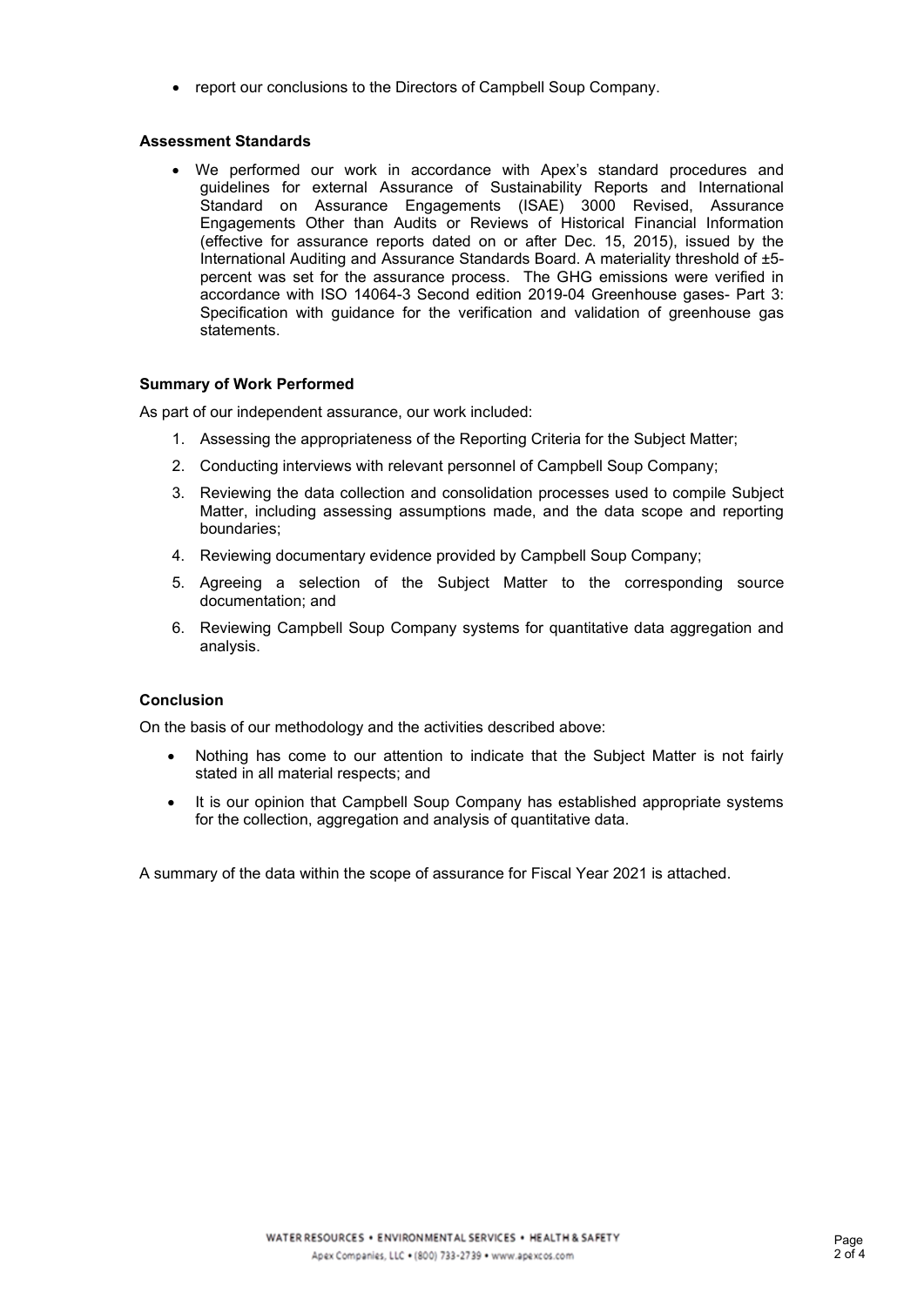- report our conclusions to the Directors of Campbell Soup Company.

**Assessment Standards**

- We performed our work in accordance with Apex's standard procedures and guidelines for external Assurance of Sustainability Reports and International Standard on Assurance Engagements (ISAE) 3000 Revised, Assurance Engagements Other than Audits or Reviews of Historical Financial Information (effective for assurance reports dated on or after Dec. 15, 2015), issued by the International Auditing and Assurance Standards Board. A materiality threshold of ±5-percent was set for the assurance process. The GHG emissions were verified in accordance with ISO 14064-3 Second edition 2019-04 Greenhouse gases- Part 3: Specification with guidance for the verification and validation of greenhouse gas statements.

**Summary of Work Performed**

As part of our independent assurance, our work included:

1. Assessing the appropriateness of the Reporting Criteria for the Subject Matter;
2. Conducting interviews with relevant personnel of Campbell Soup Company;
3. Reviewing the data collection and consolidation processes used to compile Subject Matter, including assessing assumptions made, and the data scope and reporting boundaries;
4. Reviewing documentary evidence provided by Campbell Soup Company;
5. Agreeing a selection of the Subject Matter to the corresponding source documentation; and
6. Reviewing Campbell Soup Company systems for quantitative data aggregation and analysis.

**Conclusion**

On the basis of our methodology and the activities described above:

- Nothing has come to our attention to indicate that the Subject Matter is not fairly stated in all material respects; and
- It is our opinion that Campbell Soup Company has established appropriate systems for the collection, aggregation and analysis of quantitative data.

A summary of the data within the scope of assurance for Fiscal Year 2021 is attached.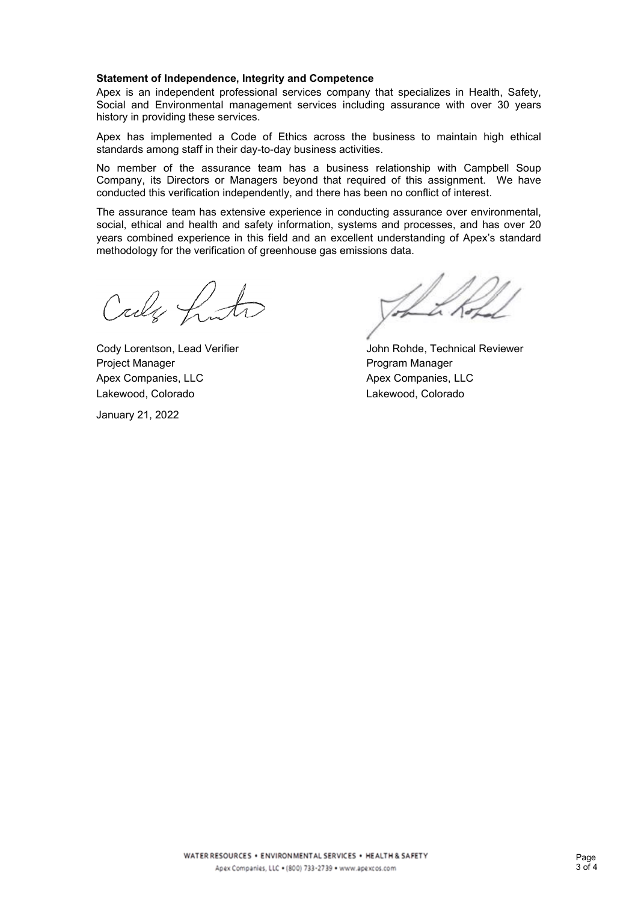**Statement of Independence, Integrity and Competence**

Apex is an independent professional services company that specializes in Health, Safety, Social and Environmental management services including assurance with over 30 years history in providing these services.

Apex has implemented a Code of Ethics across the business to maintain high ethical standards among staff in their day-to-day business activities.

No member of the assurance team has a business relationship with Campbell Soup Company, its Directors or Managers beyond that required of this assignment. We have conducted this verification independently, and there has been no conflict of interest.

The assurance team has extensive experience in conducting assurance over environmental, social, ethical and health and safety information, systems and processes, and has over 20 years combined experience in this field and an excellent understanding of Apex's standard methodology for the verification of greenhouse gas emissions data.

Cody Lorentson, Lead Verifier
Project Manager
Apex Companies, LLC
Lakewood, Colorado

January 21, 2022

John Rohde, Technical Reviewer
Program Manager
Apex Companies, LLC
Lakewood, Colorado

WATER RESOURCES • ENVIRONMENTAL SERVICES • HEALTH & SAFETY
Apex Companies, LLC • (800) 733-2739 • www.apexcos.com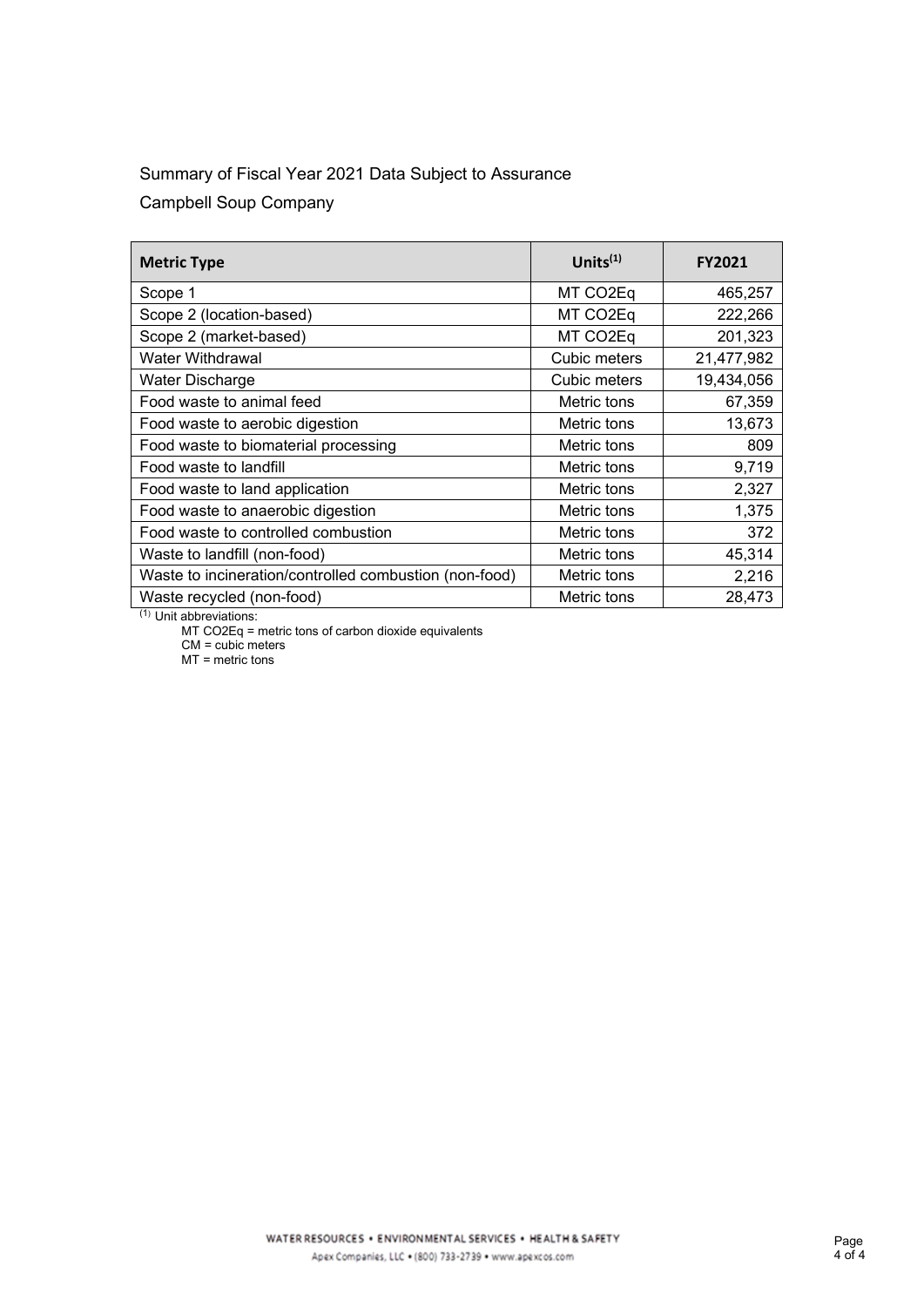Summary of Fiscal Year 2021 Data Subject to Assurance

Campbell Soup Company

| Metric Type | Units[(1)] | FY2021 |
|---|---|---|
| Scope 1 | MT CO2Eq | 465,257 |
| Scope 2 (location-based) | MT CO2Eq | 222,266 |
| Scope 2 (market-based) | MT CO2Eq | 201,323 |
| Water Withdrawal | Cubic meters | 21,477,982 |
| Water Discharge | Cubic meters | 19,434,056 |
| Food waste to animal feed | Metric tons | 67,359 |
| Food waste to aerobic digestion | Metric tons | 13,673 |
| Food waste to biomaterial processing | Metric tons | 809 |
| Food waste to landfill | Metric tons | 9,719 |
| Food waste to land application | Metric tons | 2,327 |
| Food waste to anaerobic digestion | Metric tons | 1,375 |
| Food waste to controlled combustion | Metric tons | 372 |
| Waste to landfill (non-food) | Metric tons | 45,314 |
| Waste to incineration/controlled combustion (non-food) | Metric tons | 2,216 |
| Waste recycled (non-food) | Metric tons | 28,473 |

[(1)] Unit abbreviations:

MT CO2Eq = metric tons of carbon dioxide equivalents

CM = cubic meters

MT = metric tons

WATER RESOURCES • ENVIRONMENTAL SERVICES • HEALTH & SAFETY

Apex Companies, LLC • (800) 733-2739 • www.apexcos.com